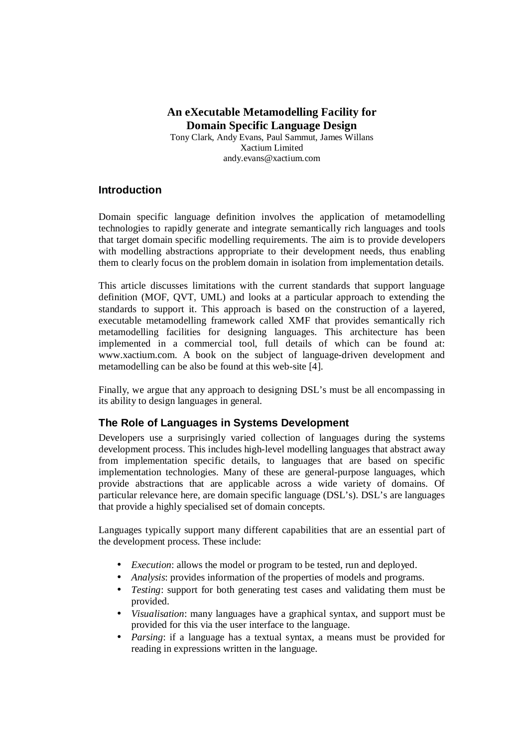# An eXecutable Metamodelling Facility for Domain Specific Language Design

Tony Clark, Andy Evans, Paul Sammut, James Willans
Xactium Limited
andy.evans@xactium.com

## Introduction

Domain specific language definition involves the application of metamodelling technologies to rapidly generate and integrate semantically rich languages and tools that target domain specific modelling requirements. The aim is to provide developers with modelling abstractions appropriate to their development needs, thus enabling them to clearly focus on the problem domain in isolation from implementation details.

This article discusses limitations with the current standards that support language definition (MOF, QVT, UML) and looks at a particular approach to extending the standards to support it. This approach is based on the construction of a layered, executable metamodelling framework called XMF that provides semantically rich metamodelling facilities for designing languages. This architecture has been implemented in a commercial tool, full details of which can be found at: www.xactium.com. A book on the subject of language-driven development and metamodelling can be also be found at this web-site [4].

Finally, we argue that any approach to designing DSL's must be all encompassing in its ability to design languages in general.

## The Role of Languages in Systems Development

Developers use a surprisingly varied collection of languages during the systems development process. This includes high-level modelling languages that abstract away from implementation specific details, to languages that are based on specific implementation technologies. Many of these are general-purpose languages, which provide abstractions that are applicable across a wide variety of domains. Of particular relevance here, are domain specific language (DSL's). DSL's are languages that provide a highly specialised set of domain concepts.

Languages typically support many different capabilities that are an essential part of the development process. These include:

- *Execution*: allows the model or program to be tested, run and deployed.
- *Analysis*: provides information of the properties of models and programs.
- *Testing*: support for both generating test cases and validating them must be provided.
- *Visualisation*: many languages have a graphical syntax, and support must be provided for this via the user interface to the language.
- *Parsing*: if a language has a textual syntax, a means must be provided for reading in expressions written in the language.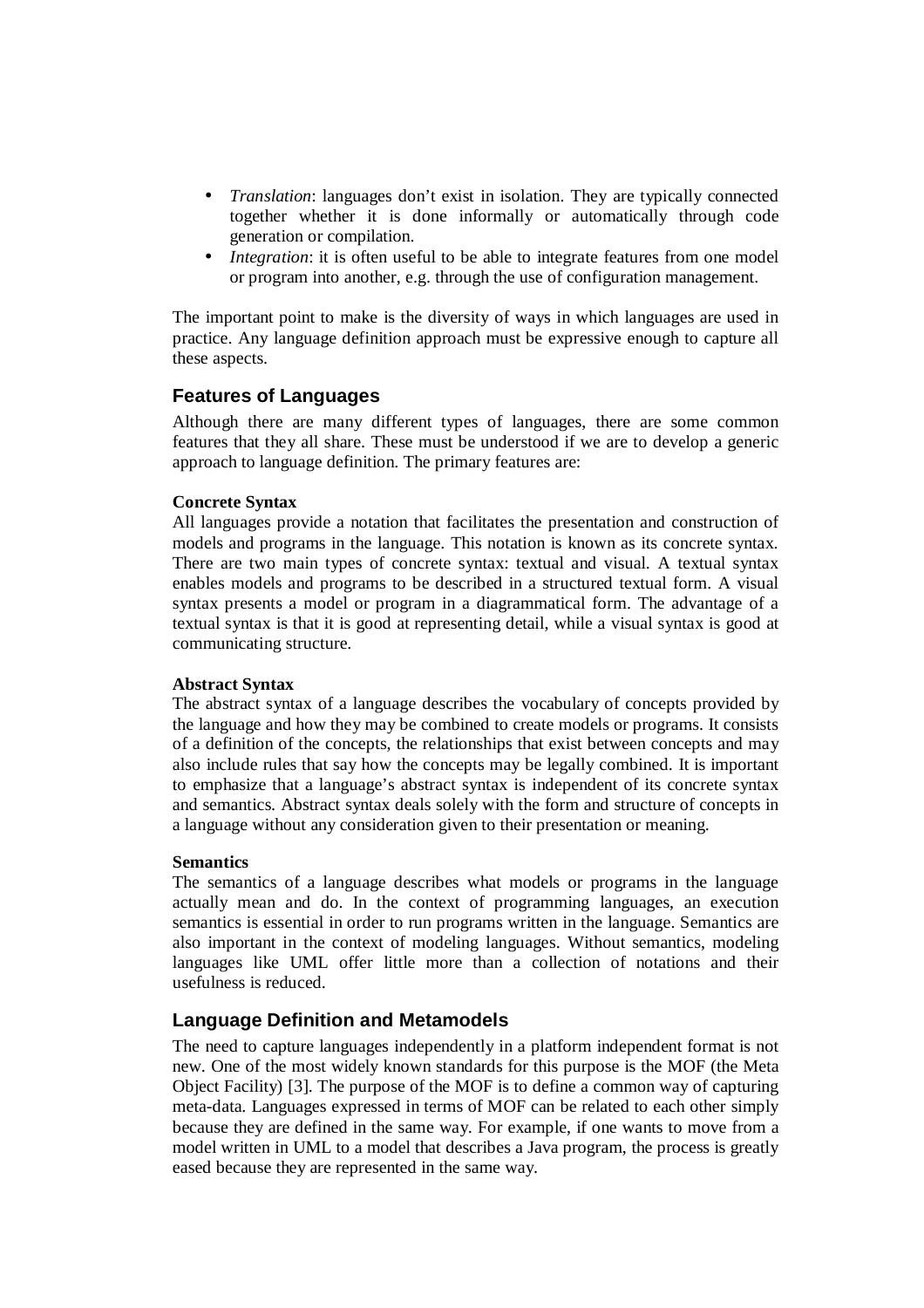- *Translation*: languages don't exist in isolation. They are typically connected together whether it is done informally or automatically through code generation or compilation.
- *Integration*: it is often useful to be able to integrate features from one model or program into another, e.g. through the use of configuration management.

The important point to make is the diversity of ways in which languages are used in practice. Any language definition approach must be expressive enough to capture all these aspects.

## Features of Languages

Although there are many different types of languages, there are some common features that they all share. These must be understood if we are to develop a generic approach to language definition. The primary features are:

**Concrete Syntax**

All languages provide a notation that facilitates the presentation and construction of models and programs in the language. This notation is known as its concrete syntax. There are two main types of concrete syntax: textual and visual. A textual syntax enables models and programs to be described in a structured textual form. A visual syntax presents a model or program in a diagrammatical form. The advantage of a textual syntax is that it is good at representing detail, while a visual syntax is good at communicating structure.

**Abstract Syntax**

The abstract syntax of a language describes the vocabulary of concepts provided by the language and how they may be combined to create models or programs. It consists of a definition of the concepts, the relationships that exist between concepts and may also include rules that say how the concepts may be legally combined. It is important to emphasize that a language's abstract syntax is independent of its concrete syntax and semantics. Abstract syntax deals solely with the form and structure of concepts in a language without any consideration given to their presentation or meaning.

**Semantics**

The semantics of a language describes what models or programs in the language actually mean and do. In the context of programming languages, an execution semantics is essential in order to run programs written in the language. Semantics are also important in the context of modeling languages. Without semantics, modeling languages like UML offer little more than a collection of notations and their usefulness is reduced.

## Language Definition and Metamodels

The need to capture languages independently in a platform independent format is not new. One of the most widely known standards for this purpose is the MOF (the Meta Object Facility) [3]. The purpose of the MOF is to define a common way of capturing meta-data. Languages expressed in terms of MOF can be related to each other simply because they are defined in the same way. For example, if one wants to move from a model written in UML to a model that describes a Java program, the process is greatly eased because they are represented in the same way.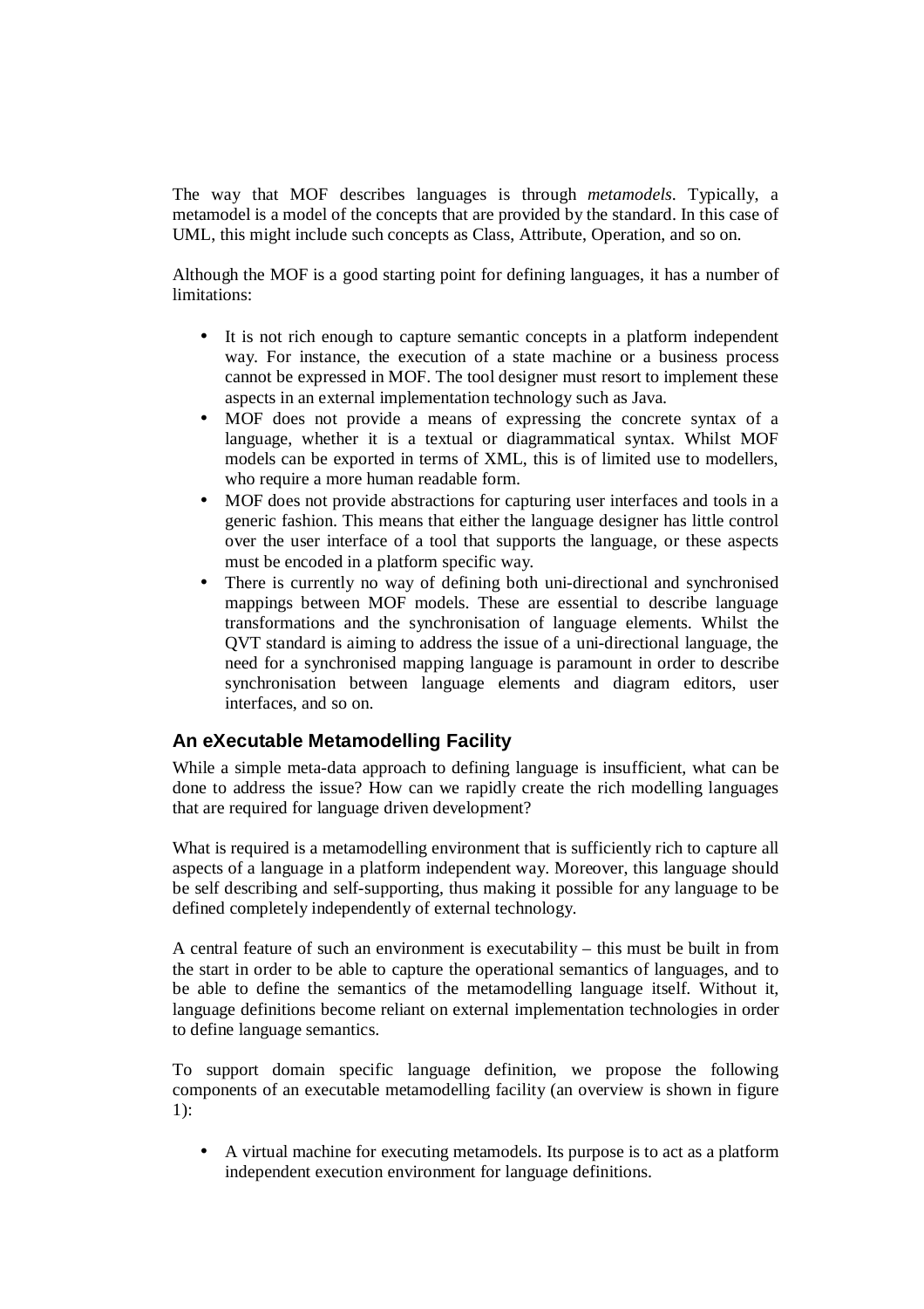The way that MOF describes languages is through *metamodels*. Typically, a metamodel is a model of the concepts that are provided by the standard. In this case of UML, this might include such concepts as Class, Attribute, Operation, and so on.

Although the MOF is a good starting point for defining languages, it has a number of limitations:

- It is not rich enough to capture semantic concepts in a platform independent way. For instance, the execution of a state machine or a business process cannot be expressed in MOF. The tool designer must resort to implement these aspects in an external implementation technology such as Java.
- MOF does not provide a means of expressing the concrete syntax of a language, whether it is a textual or diagrammatical syntax. Whilst MOF models can be exported in terms of XML, this is of limited use to modellers, who require a more human readable form.
- MOF does not provide abstractions for capturing user interfaces and tools in a generic fashion. This means that either the language designer has little control over the user interface of a tool that supports the language, or these aspects must be encoded in a platform specific way.
- There is currently no way of defining both uni-directional and synchronised mappings between MOF models. These are essential to describe language transformations and the synchronisation of language elements. Whilst the QVT standard is aiming to address the issue of a uni-directional language, the need for a synchronised mapping language is paramount in order to describe synchronisation between language elements and diagram editors, user interfaces, and so on.

## An eXecutable Metamodelling Facility

While a simple meta-data approach to defining language is insufficient, what can be done to address the issue? How can we rapidly create the rich modelling languages that are required for language driven development?

What is required is a metamodelling environment that is sufficiently rich to capture all aspects of a language in a platform independent way. Moreover, this language should be self describing and self-supporting, thus making it possible for any language to be defined completely independently of external technology.

A central feature of such an environment is executability – this must be built in from the start in order to be able to capture the operational semantics of languages, and to be able to define the semantics of the metamodelling language itself. Without it, language definitions become reliant on external implementation technologies in order to define language semantics.

To support domain specific language definition, we propose the following components of an executable metamodelling facility (an overview is shown in figure 1):

- A virtual machine for executing metamodels. Its purpose is to act as a platform independent execution environment for language definitions.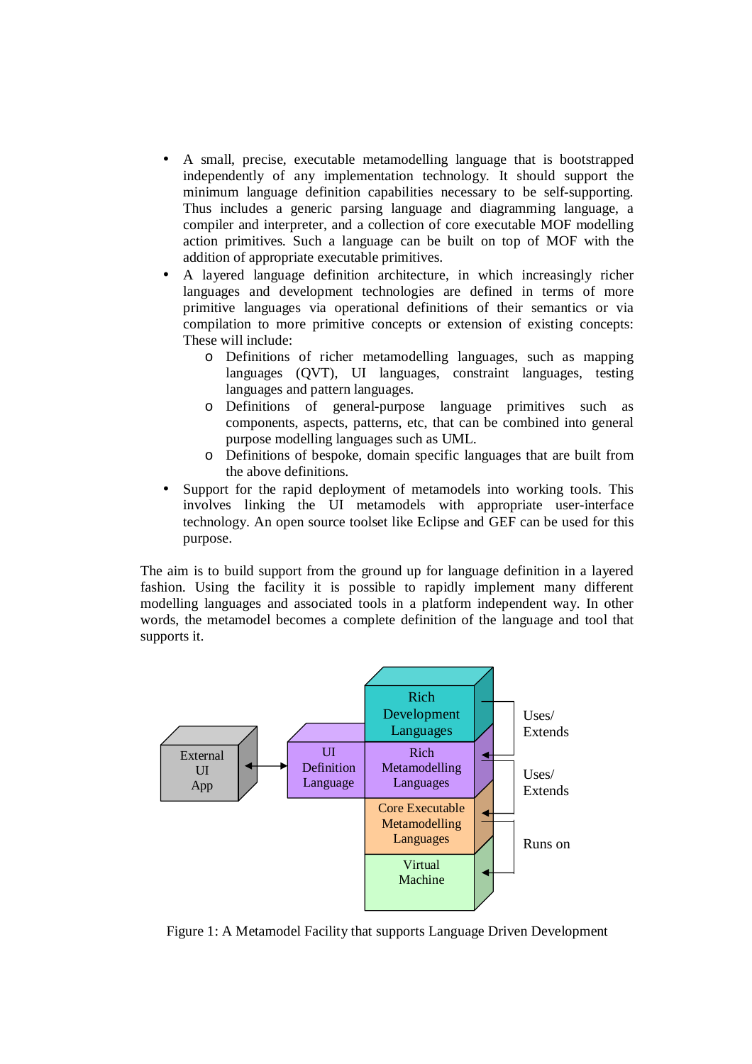- A small, precise, executable metamodelling language that is bootstrapped independently of any implementation technology. It should support the minimum language definition capabilities necessary to be self-supporting. Thus includes a generic parsing language and diagramming language, a compiler and interpreter, and a collection of core executable MOF modelling action primitives. Such a language can be built on top of MOF with the addition of appropriate executable primitives.
- A layered language definition architecture, in which increasingly richer languages and development technologies are defined in terms of more primitive languages via operational definitions of their semantics or via compilation to more primitive concepts or extension of existing concepts: These will include:
  - Definitions of richer metamodelling languages, such as mapping languages (QVT), UI languages, constraint languages, testing languages and pattern languages.
  - Definitions of general-purpose language primitives such as components, aspects, patterns, etc, that can be combined into general purpose modelling languages such as UML.
  - Definitions of bespoke, domain specific languages that are built from the above definitions.
- Support for the rapid deployment of metamodels into working tools. This involves linking the UI metamodels with appropriate user-interface technology. An open source toolset like Eclipse and GEF can be used for this purpose.

The aim is to build support from the ground up for language definition in a layered fashion. Using the facility it is possible to rapidly implement many different modelling languages and associated tools in a platform independent way. In other words, the metamodel becomes a complete definition of the language and tool that supports it.

Figure 1: A Metamodel Facility that supports Language Driven Development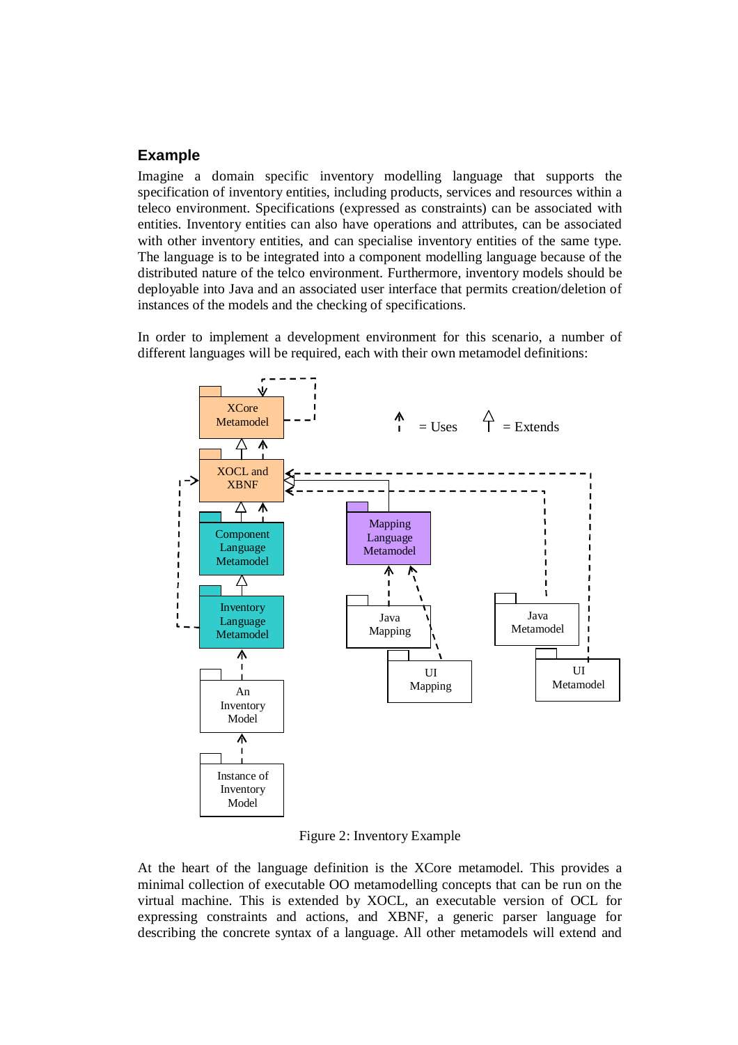## Example

Imagine a domain specific inventory modelling language that supports the specification of inventory entities, including products, services and resources within a teleco environment. Specifications (expressed as constraints) can be associated with entities. Inventory entities can also have operations and attributes, can be associated with other inventory entities, and can specialise inventory entities of the same type. The language is to be integrated into a component modelling language because of the distributed nature of the telco environment. Furthermore, inventory models should be deployable into Java and an associated user interface that permits creation/deletion of instances of the models and the checking of specifications.

In order to implement a development environment for this scenario, a number of different languages will be required, each with their own metamodel definitions:

Figure 2: Inventory Example

At the heart of the language definition is the XCore metamodel. This provides a minimal collection of executable OO metamodelling concepts that can be run on the virtual machine. This is extended by XOCL, an executable version of OCL for expressing constraints and actions, and XBNF, a generic parser language for describing the concrete syntax of a language. All other metamodels will extend and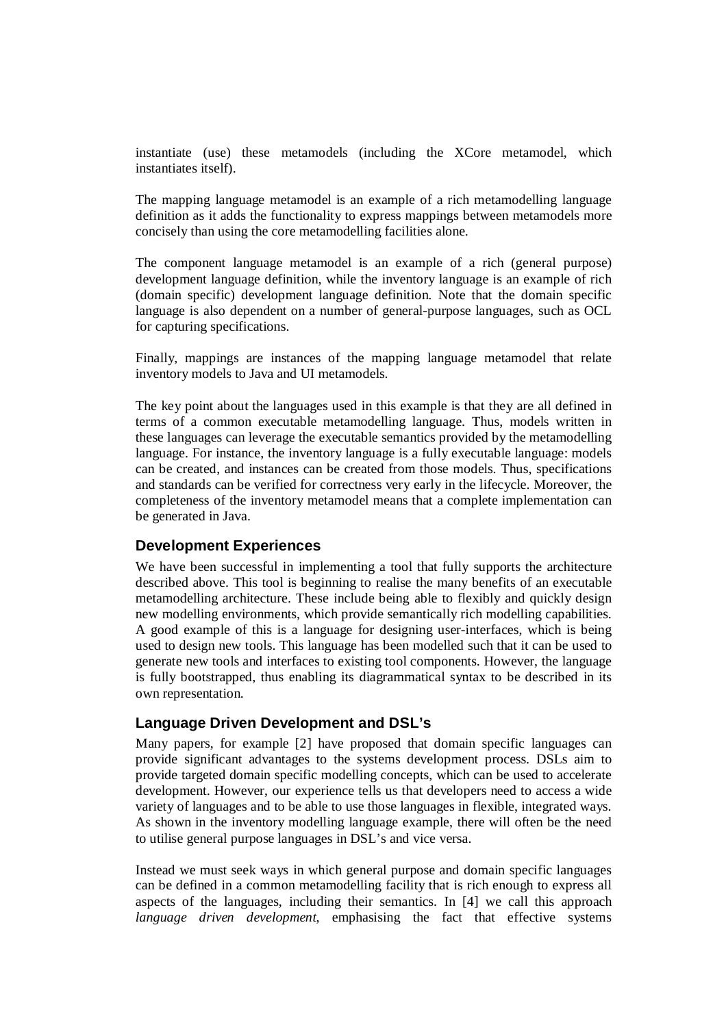instantiate (use) these metamodels (including the XCore metamodel, which instantiates itself).

The mapping language metamodel is an example of a rich metamodelling language definition as it adds the functionality to express mappings between metamodels more concisely than using the core metamodelling facilities alone.

The component language metamodel is an example of a rich (general purpose) development language definition, while the inventory language is an example of rich (domain specific) development language definition. Note that the domain specific language is also dependent on a number of general-purpose languages, such as OCL for capturing specifications.

Finally, mappings are instances of the mapping language metamodel that relate inventory models to Java and UI metamodels.

The key point about the languages used in this example is that they are all defined in terms of a common executable metamodelling language. Thus, models written in these languages can leverage the executable semantics provided by the metamodelling language. For instance, the inventory language is a fully executable language: models can be created, and instances can be created from those models. Thus, specifications and standards can be verified for correctness very early in the lifecycle. Moreover, the completeness of the inventory metamodel means that a complete implementation can be generated in Java.

### Development Experiences

We have been successful in implementing a tool that fully supports the architecture described above. This tool is beginning to realise the many benefits of an executable metamodelling architecture. These include being able to flexibly and quickly design new modelling environments, which provide semantically rich modelling capabilities. A good example of this is a language for designing user-interfaces, which is being used to design new tools. This language has been modelled such that it can be used to generate new tools and interfaces to existing tool components. However, the language is fully bootstrapped, thus enabling its diagrammatical syntax to be described in its own representation.

### Language Driven Development and DSL's

Many papers, for example [2] have proposed that domain specific languages can provide significant advantages to the systems development process. DSLs aim to provide targeted domain specific modelling concepts, which can be used to accelerate development. However, our experience tells us that developers need to access a wide variety of languages and to be able to use those languages in flexible, integrated ways. As shown in the inventory modelling language example, there will often be the need to utilise general purpose languages in DSL's and vice versa.

Instead we must seek ways in which general purpose and domain specific languages can be defined in a common metamodelling facility that is rich enough to express all aspects of the languages, including their semantics. In [4] we call this approach *language driven development*, emphasising the fact that effective systems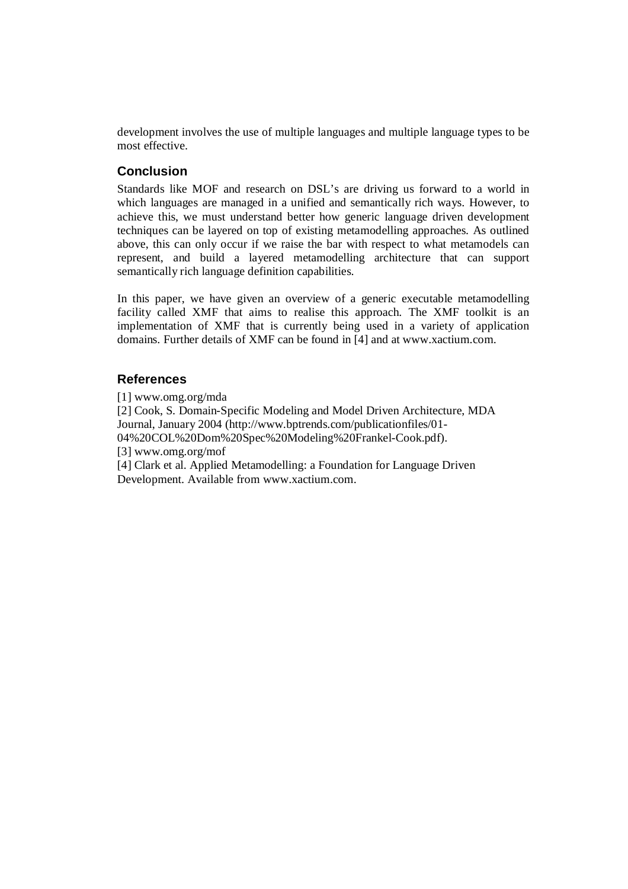development involves the use of multiple languages and multiple language types to be most effective.

## Conclusion

Standards like MOF and research on DSL's are driving us forward to a world in which languages are managed in a unified and semantically rich ways. However, to achieve this, we must understand better how generic language driven development techniques can be layered on top of existing metamodelling approaches. As outlined above, this can only occur if we raise the bar with respect to what metamodels can represent, and build a layered metamodelling architecture that can support semantically rich language definition capabilities.

In this paper, we have given an overview of a generic executable metamodelling facility called XMF that aims to realise this approach. The XMF toolkit is an implementation of XMF that is currently being used in a variety of application domains. Further details of XMF can be found in [4] and at www.xactium.com.

## References

[1] www.omg.org/mda

[2] Cook, S. Domain-Specific Modeling and Model Driven Architecture, MDA Journal, January 2004 (http://www.bptrends.com/publicationfiles/01-04%20COL%20Dom%20Spec%20Modeling%20Frankel-Cook.pdf).

[3] www.omg.org/mof

[4] Clark et al. Applied Metamodelling: a Foundation for Language Driven Development. Available from www.xactium.com.